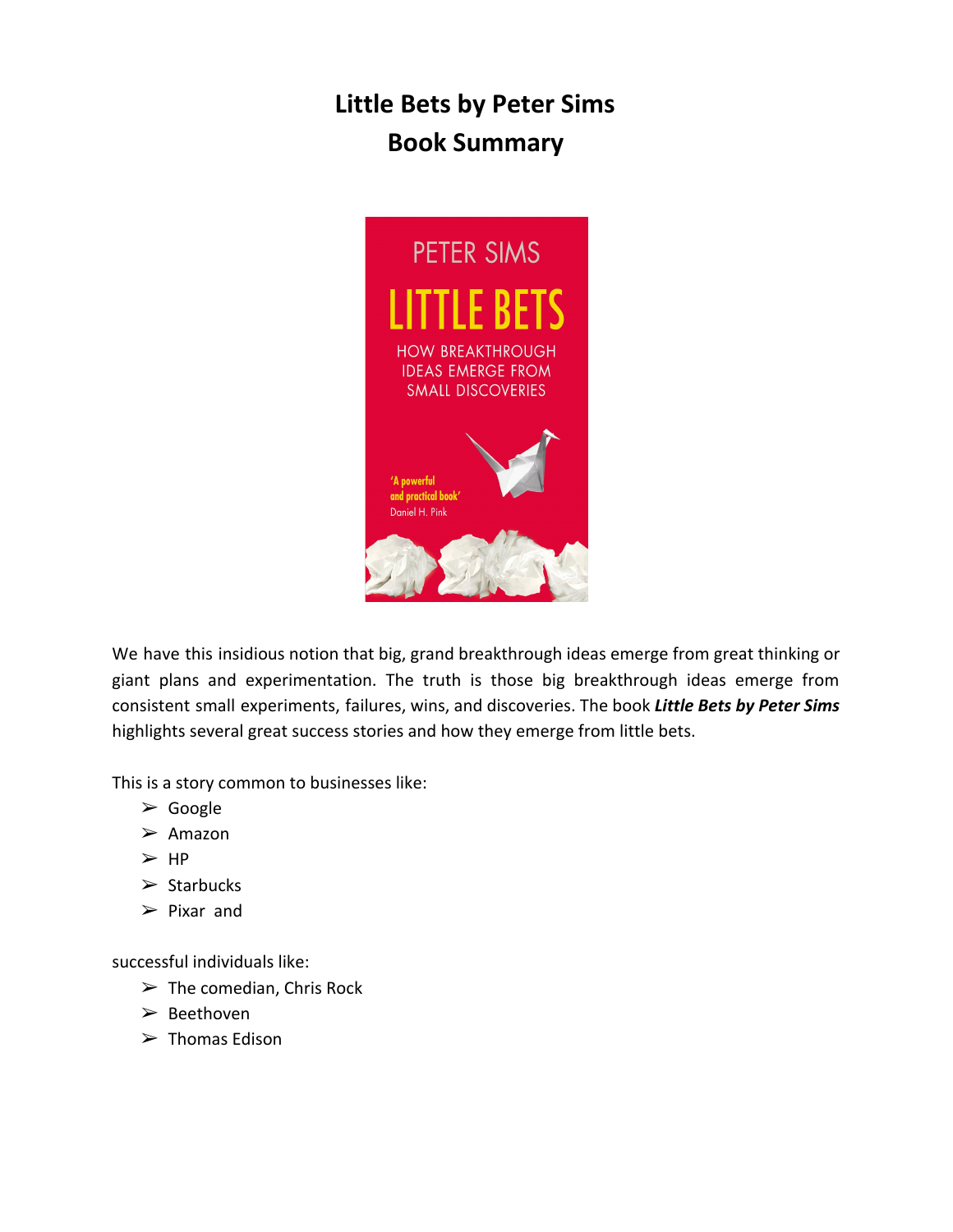# Little Bets by Peter Sims
# Book Summary

We have this insidious notion that big, grand breakthrough ideas emerge from great thinking or giant plans and experimentation. The truth is those big breakthrough ideas emerge from consistent small experiments, failures, wins, and discoveries. The book ***Little Bets by Peter Sims*** highlights several great success stories and how they emerge from little bets.

This is a story common to businesses like:

- Google
- Amazon
- HP
- Starbucks
- Pixar and

successful individuals like:

- The comedian, Chris Rock
- Beethoven
- Thomas Edison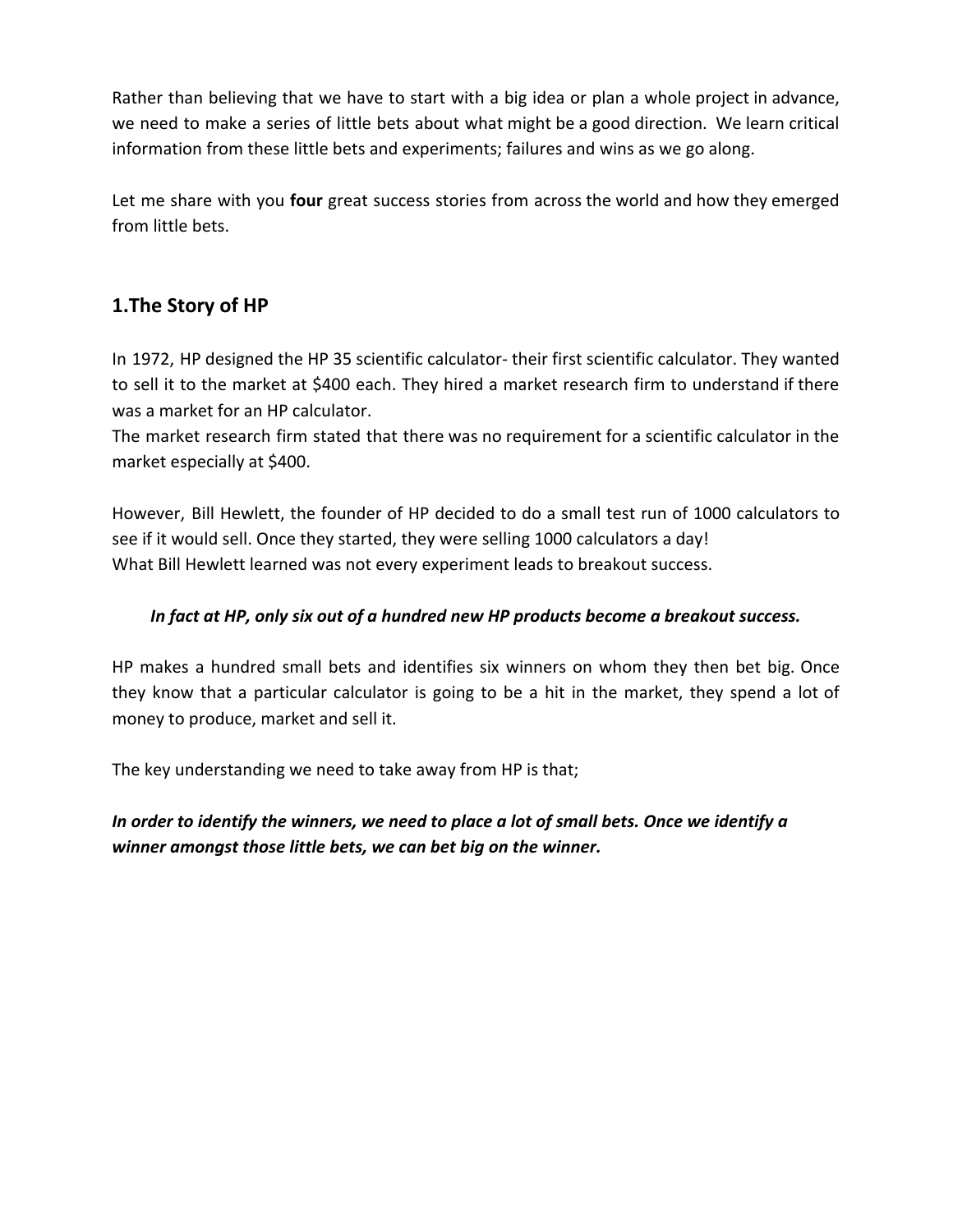Rather than believing that we have to start with a big idea or plan a whole project in advance, we need to make a series of little bets about what might be a good direction. We learn critical information from these little bets and experiments; failures and wins as we go along.

Let me share with you **four** great success stories from across the world and how they emerged from little bets.

## 1.The Story of HP

In 1972, HP designed the HP 35 scientific calculator- their first scientific calculator. They wanted to sell it to the market at $400 each. They hired a market research firm to understand if there was a market for an HP calculator.
The market research firm stated that there was no requirement for a scientific calculator in the market especially at $400.

However, Bill Hewlett, the founder of HP decided to do a small test run of 1000 calculators to see if it would sell. Once they started, they were selling 1000 calculators a day!
What Bill Hewlett learned was not every experiment leads to breakout success.

***In fact at HP, only six out of a hundred new HP products become a breakout success.***

HP makes a hundred small bets and identifies six winners on whom they then bet big. Once they know that a particular calculator is going to be a hit in the market, they spend a lot of money to produce, market and sell it.

The key understanding we need to take away from HP is that;

***In order to identify the winners, we need to place a lot of small bets. Once we identify a winner amongst those little bets, we can bet big on the winner.***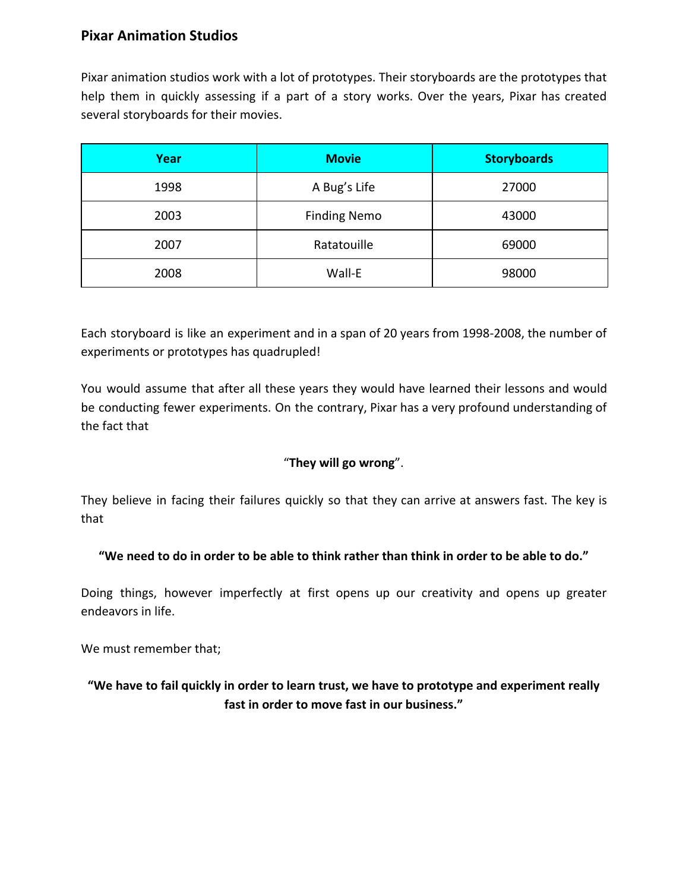## Pixar Animation Studios

Pixar animation studios work with a lot of prototypes. Their storyboards are the prototypes that help them in quickly assessing if a part of a story works. Over the years, Pixar has created several storyboards for their movies.

| Year | Movie | Storyboards |
| --- | --- | --- |
| 1998 | A Bug's Life | 27000 |
| 2003 | Finding Nemo | 43000 |
| 2007 | Ratatouille | 69000 |
| 2008 | Wall-E | 98000 |

Each storyboard is like an experiment and in a span of 20 years from 1998-2008, the number of experiments or prototypes has quadrupled!

You would assume that after all these years they would have learned their lessons and would be conducting fewer experiments. On the contrary, Pixar has a very profound understanding of the fact that

"**They will go wrong**".

They believe in facing their failures quickly so that they can arrive at answers fast. The key is that

**"We need to do in order to be able to think rather than think in order to be able to do."**

Doing things, however imperfectly at first opens up our creativity and opens up greater endeavors in life.

We must remember that;

**"We have to fail quickly in order to learn trust, we have to prototype and experiment really fast in order to move fast in our business."**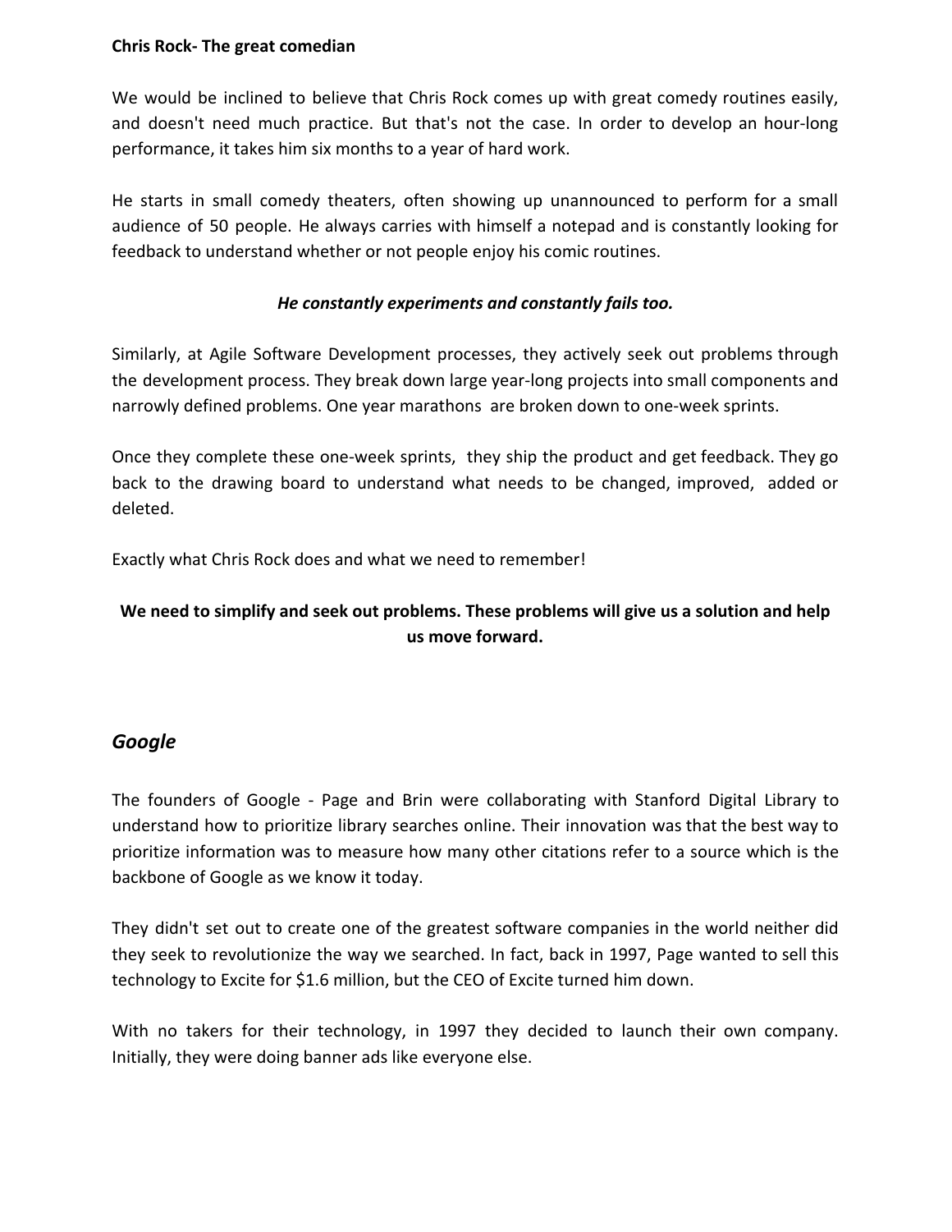**Chris Rock- The great comedian**

We would be inclined to believe that Chris Rock comes up with great comedy routines easily, and doesn't need much practice. But that's not the case. In order to develop an hour-long performance, it takes him six months to a year of hard work.

He starts in small comedy theaters, often showing up unannounced to perform for a small audience of 50 people. He always carries with himself a notepad and is constantly looking for feedback to understand whether or not people enjoy his comic routines.

***He constantly experiments and constantly fails too.***

Similarly, at Agile Software Development processes, they actively seek out problems through the development process. They break down large year-long projects into small components and narrowly defined problems. One year marathons are broken down to one-week sprints.

Once they complete these one-week sprints, they ship the product and get feedback. They go back to the drawing board to understand what needs to be changed, improved, added or deleted.

Exactly what Chris Rock does and what we need to remember!

**We need to simplify and seek out problems. These problems will give us a solution and help us move forward.**

## *Google*

The founders of Google - Page and Brin were collaborating with Stanford Digital Library to understand how to prioritize library searches online. Their innovation was that the best way to prioritize information was to measure how many other citations refer to a source which is the backbone of Google as we know it today.

They didn't set out to create one of the greatest software companies in the world neither did they seek to revolutionize the way we searched. In fact, back in 1997, Page wanted to sell this technology to Excite for $1.6 million, but the CEO of Excite turned him down.

With no takers for their technology, in 1997 they decided to launch their own company. Initially, they were doing banner ads like everyone else.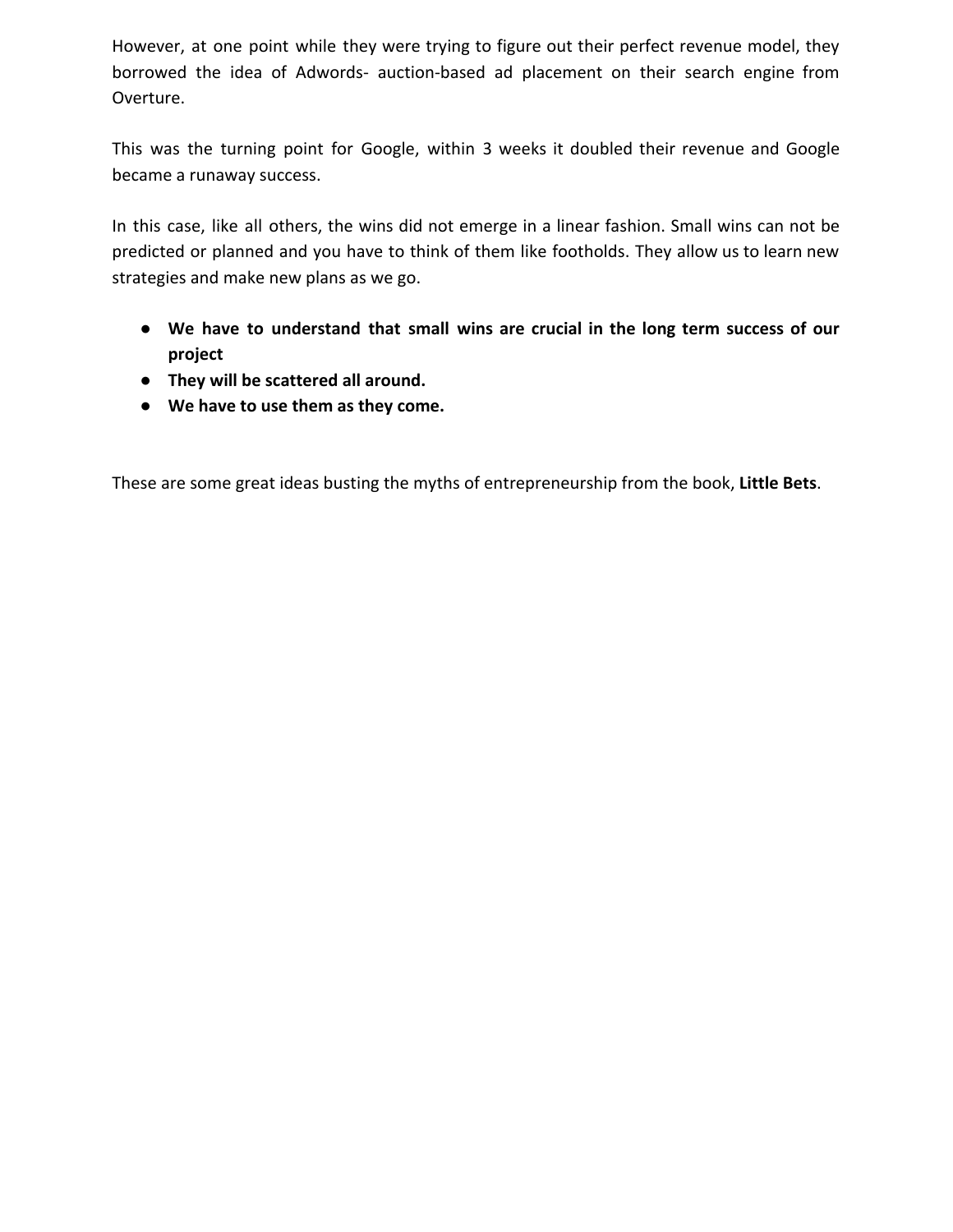However, at one point while they were trying to figure out their perfect revenue model, they borrowed the idea of Adwords- auction-based ad placement on their search engine from Overture.

This was the turning point for Google, within 3 weeks it doubled their revenue and Google became a runaway success.

In this case, like all others, the wins did not emerge in a linear fashion. Small wins can not be predicted or planned and you have to think of them like footholds. They allow us to learn new strategies and make new plans as we go.

- **We have to understand that small wins are crucial in the long term success of our project**
- **They will be scattered all around.**
- **We have to use them as they come.**

These are some great ideas busting the myths of entrepreneurship from the book, **Little Bets**.